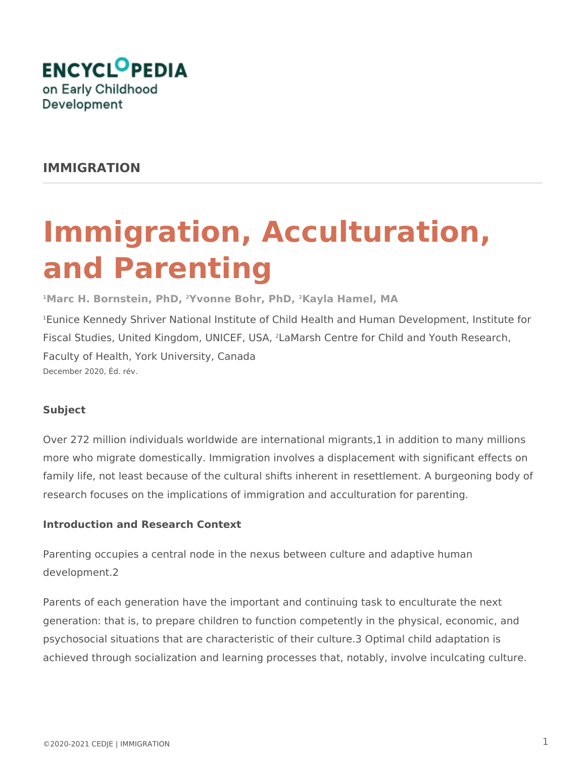ENCYCLOPEDIA on Early Childhood Development

IMMIGRATION

# Immigration, Acculturation, and Parenting

**[1]Marc H. Bornstein, PhD, [2]Yvonne Bohr, PhD, [2]Kayla Hamel, MA**

[1]Eunice Kennedy Shriver National Institute of Child Health and Human Development, Institute for Fiscal Studies, United Kingdom, UNICEF, USA, [2]LaMarsh Centre for Child and Youth Research, Faculty of Health, York University, Canada

December 2020, Éd. rév.

### Subject

Over 272 million individuals worldwide are international migrants,1 in addition to many millions more who migrate domestically. Immigration involves a displacement with significant effects on family life, not least because of the cultural shifts inherent in resettlement. A burgeoning body of research focuses on the implications of immigration and acculturation for parenting.

### Introduction and Research Context

Parenting occupies a central node in the nexus between culture and adaptive human development.2

Parents of each generation have the important and continuing task to enculturate the next generation: that is, to prepare children to function competently in the physical, economic, and psychosocial situations that are characteristic of their culture.3 Optimal child adaptation is achieved through socialization and learning processes that, notably, involve inculcating culture.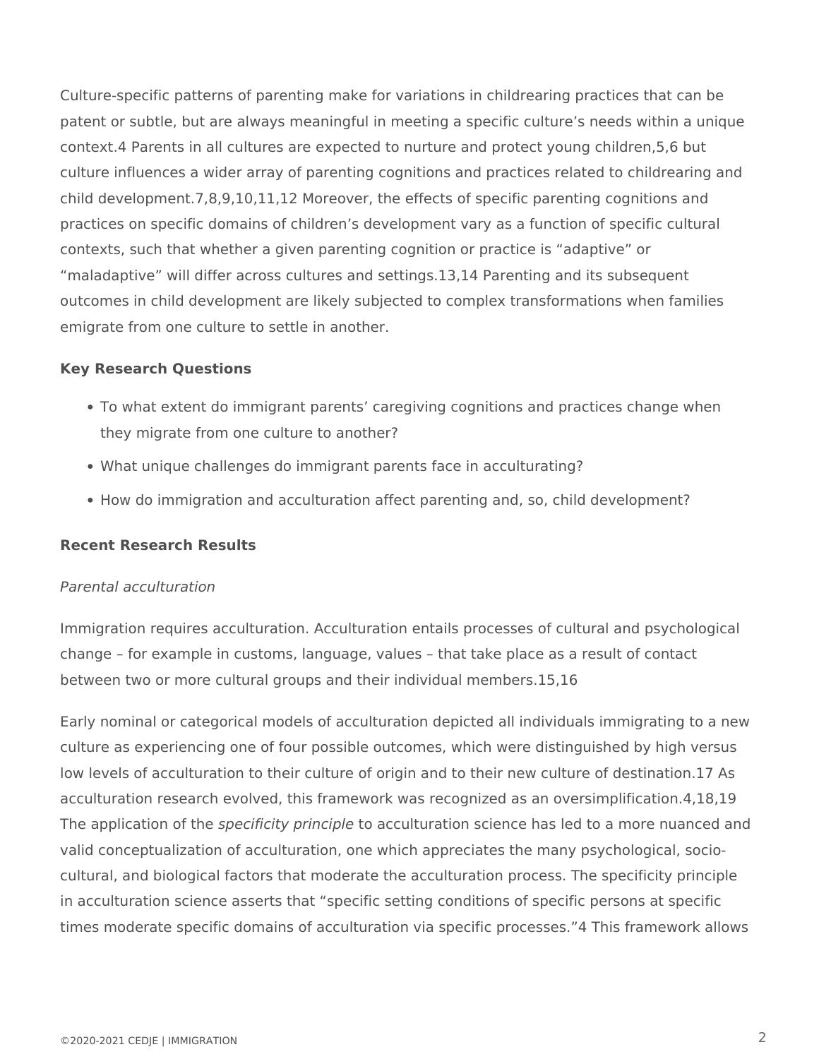Culture-specific patterns of parenting make for variations in childrearing practices that can be patent or subtle, but are always meaningful in meeting a specific culture's needs within a unique context.[4] Parents in all cultures are expected to nurture and protect young children,[5,6] but culture influences a wider array of parenting cognitions and practices related to childrearing and child development.[7,8,9,10,11,12] Moreover, the effects of specific parenting cognitions and practices on specific domains of children's development vary as a function of specific cultural contexts, such that whether a given parenting cognition or practice is "adaptive" or "maladaptive" will differ across cultures and settings.[13,14] Parenting and its subsequent outcomes in child development are likely subjected to complex transformations when families emigrate from one culture to settle in another.

**Key Research Questions**

- To what extent do immigrant parents' caregiving cognitions and practices change when they migrate from one culture to another?
- What unique challenges do immigrant parents face in acculturating?
- How do immigration and acculturation affect parenting and, so, child development?

**Recent Research Results**

*Parental acculturation*

Immigration requires acculturation. Acculturation entails processes of cultural and psychological change – for example in customs, language, values – that take place as a result of contact between two or more cultural groups and their individual members.[15,16]

Early nominal or categorical models of acculturation depicted all individuals immigrating to a new culture as experiencing one of four possible outcomes, which were distinguished by high versus low levels of acculturation to their culture of origin and to their new culture of destination.[17] As acculturation research evolved, this framework was recognized as an oversimplification.[4,18,19] The application of the *specificity principle* to acculturation science has led to a more nuanced and valid conceptualization of acculturation, one which appreciates the many psychological, socio-cultural, and biological factors that moderate the acculturation process. The specificity principle in acculturation science asserts that "specific setting conditions of specific persons at specific times moderate specific domains of acculturation via specific processes."[4] This framework allows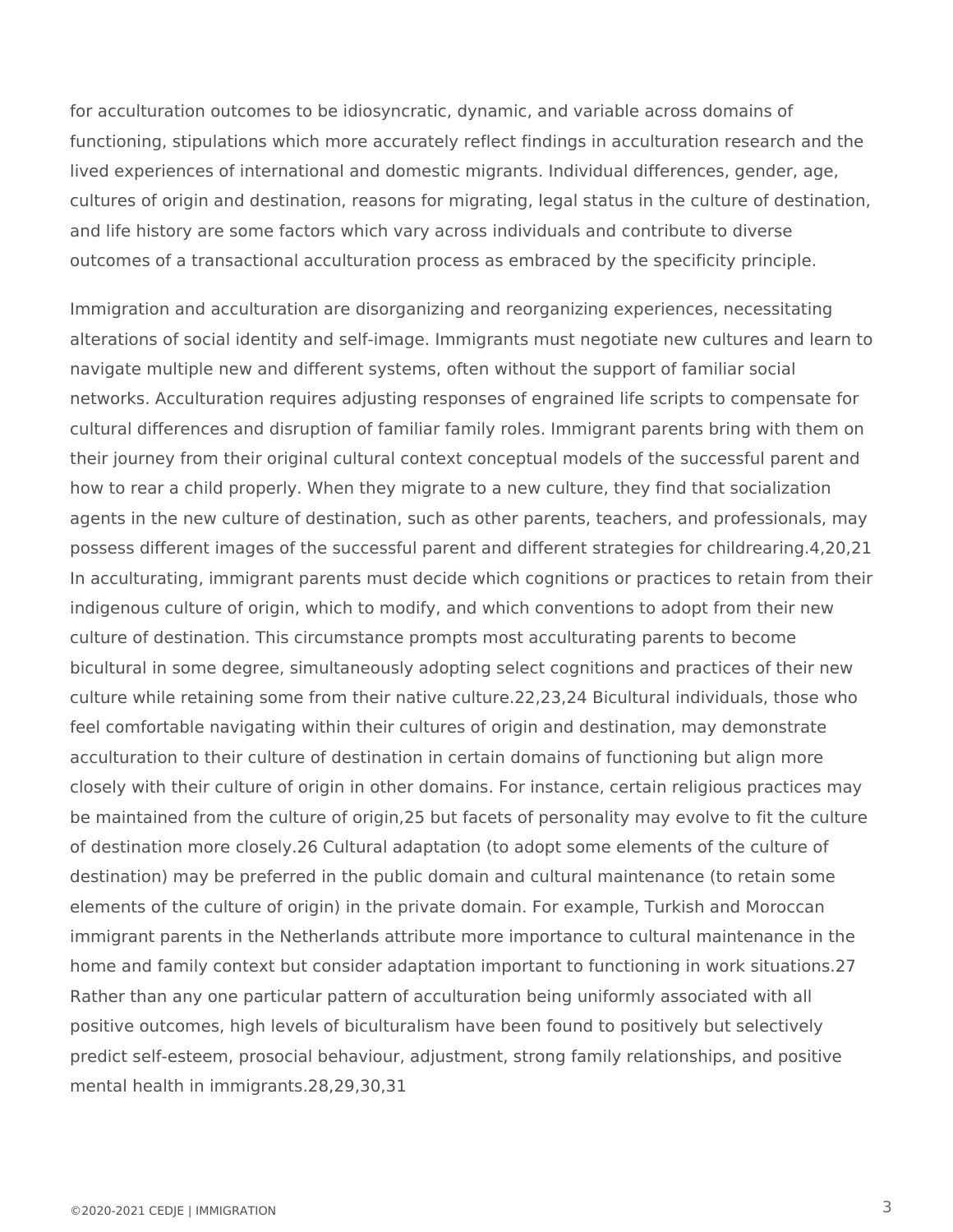for acculturation outcomes to be idiosyncratic, dynamic, and variable across domains of functioning, stipulations which more accurately reflect findings in acculturation research and the lived experiences of international and domestic migrants. Individual differences, gender, age, cultures of origin and destination, reasons for migrating, legal status in the culture of destination, and life history are some factors which vary across individuals and contribute to diverse outcomes of a transactional acculturation process as embraced by the specificity principle.

Immigration and acculturation are disorganizing and reorganizing experiences, necessitating alterations of social identity and self-image. Immigrants must negotiate new cultures and learn to navigate multiple new and different systems, often without the support of familiar social networks. Acculturation requires adjusting responses of engrained life scripts to compensate for cultural differences and disruption of familiar family roles. Immigrant parents bring with them on their journey from their original cultural context conceptual models of the successful parent and how to rear a child properly. When they migrate to a new culture, they find that socialization agents in the new culture of destination, such as other parents, teachers, and professionals, may possess different images of the successful parent and different strategies for childrearing.[4,20,21] In acculturating, immigrant parents must decide which cognitions or practices to retain from their indigenous culture of origin, which to modify, and which conventions to adopt from their new culture of destination. This circumstance prompts most acculturating parents to become bicultural in some degree, simultaneously adopting select cognitions and practices of their new culture while retaining some from their native culture.[22,23,24] Bicultural individuals, those who feel comfortable navigating within their cultures of origin and destination, may demonstrate acculturation to their culture of destination in certain domains of functioning but align more closely with their culture of origin in other domains. For instance, certain religious practices may be maintained from the culture of origin,[25] but facets of personality may evolve to fit the culture of destination more closely.[26] Cultural adaptation (to adopt some elements of the culture of destination) may be preferred in the public domain and cultural maintenance (to retain some elements of the culture of origin) in the private domain. For example, Turkish and Moroccan immigrant parents in the Netherlands attribute more importance to cultural maintenance in the home and family context but consider adaptation important to functioning in work situations.[27] Rather than any one particular pattern of acculturation being uniformly associated with all positive outcomes, high levels of biculturalism have been found to positively but selectively predict self-esteem, prosocial behaviour, adjustment, strong family relationships, and positive mental health in immigrants.[28,29,30,31]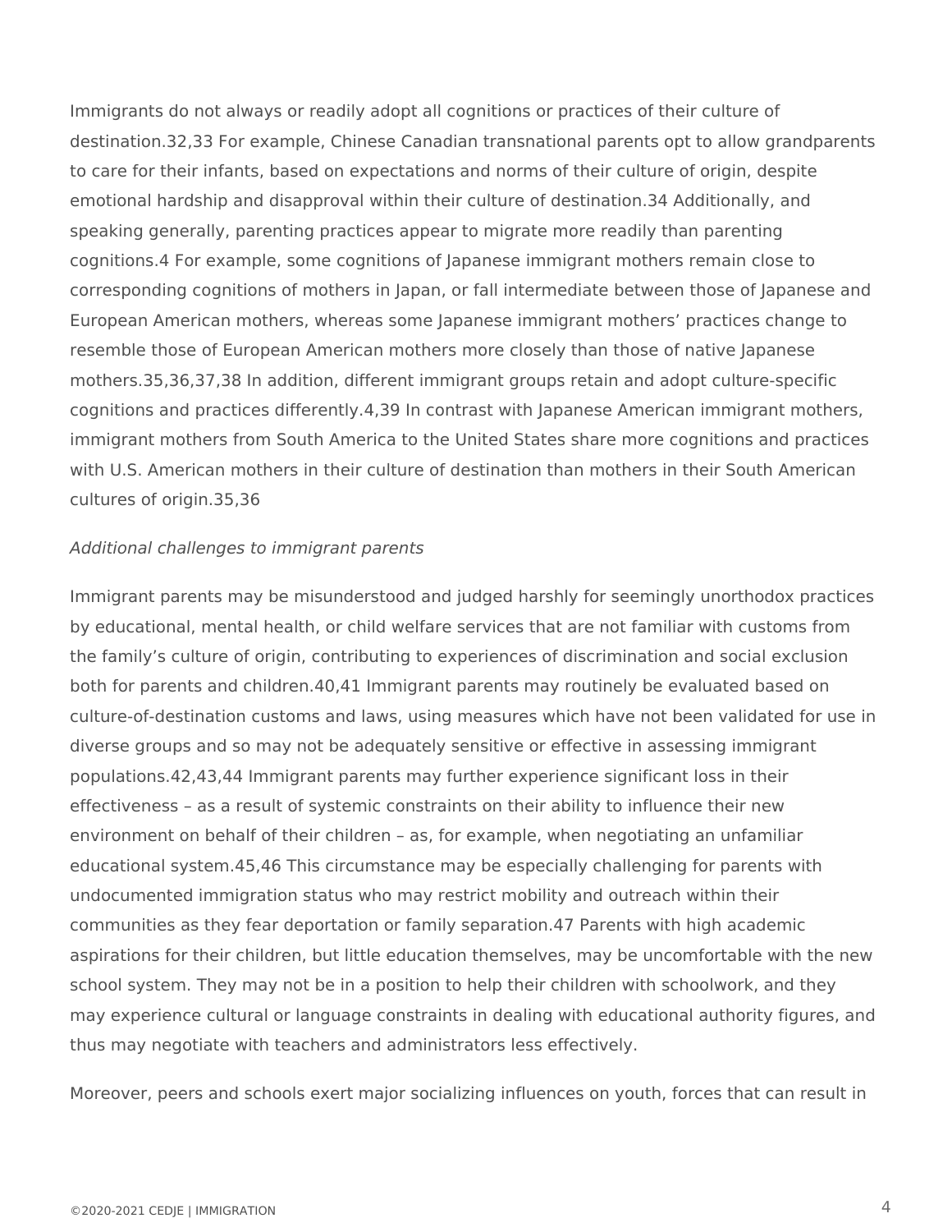Immigrants do not always or readily adopt all cognitions or practices of their culture of destination.[32,33] For example, Chinese Canadian transnational parents opt to allow grandparents to care for their infants, based on expectations and norms of their culture of origin, despite emotional hardship and disapproval within their culture of destination.[34] Additionally, and speaking generally, parenting practices appear to migrate more readily than parenting cognitions.[4] For example, some cognitions of Japanese immigrant mothers remain close to corresponding cognitions of mothers in Japan, or fall intermediate between those of Japanese and European American mothers, whereas some Japanese immigrant mothers' practices change to resemble those of European American mothers more closely than those of native Japanese mothers.[35,36,37,38] In addition, different immigrant groups retain and adopt culture-specific cognitions and practices differently.[4,39] In contrast with Japanese American immigrant mothers, immigrant mothers from South America to the United States share more cognitions and practices with U.S. American mothers in their culture of destination than mothers in their South American cultures of origin.[35,36]

*Additional challenges to immigrant parents*

Immigrant parents may be misunderstood and judged harshly for seemingly unorthodox practices by educational, mental health, or child welfare services that are not familiar with customs from the family's culture of origin, contributing to experiences of discrimination and social exclusion both for parents and children.[40,41] Immigrant parents may routinely be evaluated based on culture-of-destination customs and laws, using measures which have not been validated for use in diverse groups and so may not be adequately sensitive or effective in assessing immigrant populations.[42,43,44] Immigrant parents may further experience significant loss in their effectiveness – as a result of systemic constraints on their ability to influence their new environment on behalf of their children – as, for example, when negotiating an unfamiliar educational system.[45,46] This circumstance may be especially challenging for parents with undocumented immigration status who may restrict mobility and outreach within their communities as they fear deportation or family separation.[47] Parents with high academic aspirations for their children, but little education themselves, may be uncomfortable with the new school system. They may not be in a position to help their children with schoolwork, and they may experience cultural or language constraints in dealing with educational authority figures, and thus may negotiate with teachers and administrators less effectively.

Moreover, peers and schools exert major socializing influences on youth, forces that can result in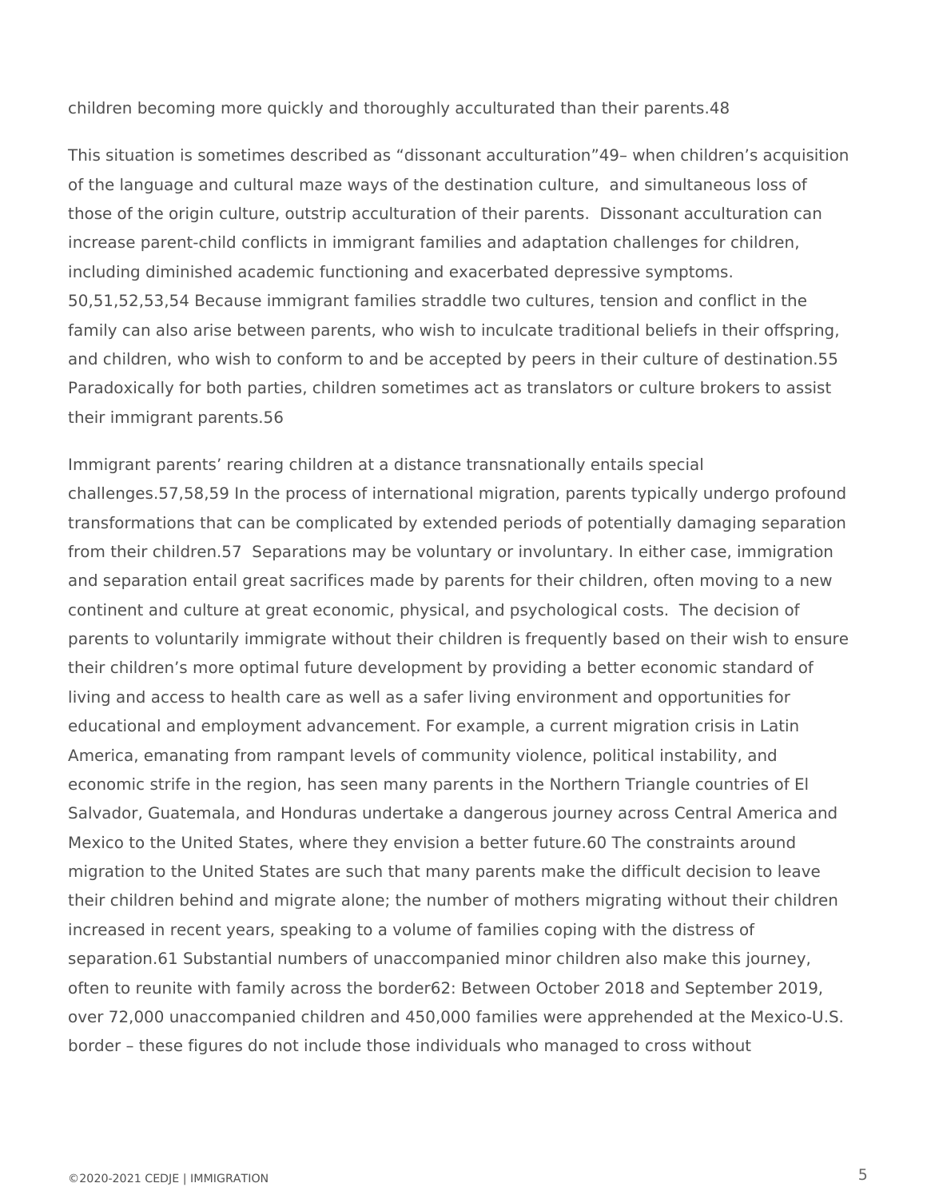children becoming more quickly and thoroughly acculturated than their parents.[48]

This situation is sometimes described as "dissonant acculturation"[49]– when children's acquisition of the language and cultural maze ways of the destination culture, and simultaneous loss of those of the origin culture, outstrip acculturation of their parents. Dissonant acculturation can increase parent-child conflicts in immigrant families and adaptation challenges for children, including diminished academic functioning and exacerbated depressive symptoms.[50,51,52,53,54] Because immigrant families straddle two cultures, tension and conflict in the family can also arise between parents, who wish to inculcate traditional beliefs in their offspring, and children, who wish to conform to and be accepted by peers in their culture of destination.[55] Paradoxically for both parties, children sometimes act as translators or culture brokers to assist their immigrant parents.[56]

Immigrant parents' rearing children at a distance transnationally entails special challenges.[57,58,59] In the process of international migration, parents typically undergo profound transformations that can be complicated by extended periods of potentially damaging separation from their children.[57] Separations may be voluntary or involuntary. In either case, immigration and separation entail great sacrifices made by parents for their children, often moving to a new continent and culture at great economic, physical, and psychological costs. The decision of parents to voluntarily immigrate without their children is frequently based on their wish to ensure their children's more optimal future development by providing a better economic standard of living and access to health care as well as a safer living environment and opportunities for educational and employment advancement. For example, a current migration crisis in Latin America, emanating from rampant levels of community violence, political instability, and economic strife in the region, has seen many parents in the Northern Triangle countries of El Salvador, Guatemala, and Honduras undertake a dangerous journey across Central America and Mexico to the United States, where they envision a better future.[60] The constraints around migration to the United States are such that many parents make the difficult decision to leave their children behind and migrate alone; the number of mothers migrating without their children increased in recent years, speaking to a volume of families coping with the distress of separation.[61] Substantial numbers of unaccompanied minor children also make this journey, often to reunite with family across the border[62]: Between October 2018 and September 2019, over 72,000 unaccompanied children and 450,000 families were apprehended at the Mexico-U.S. border – these figures do not include those individuals who managed to cross without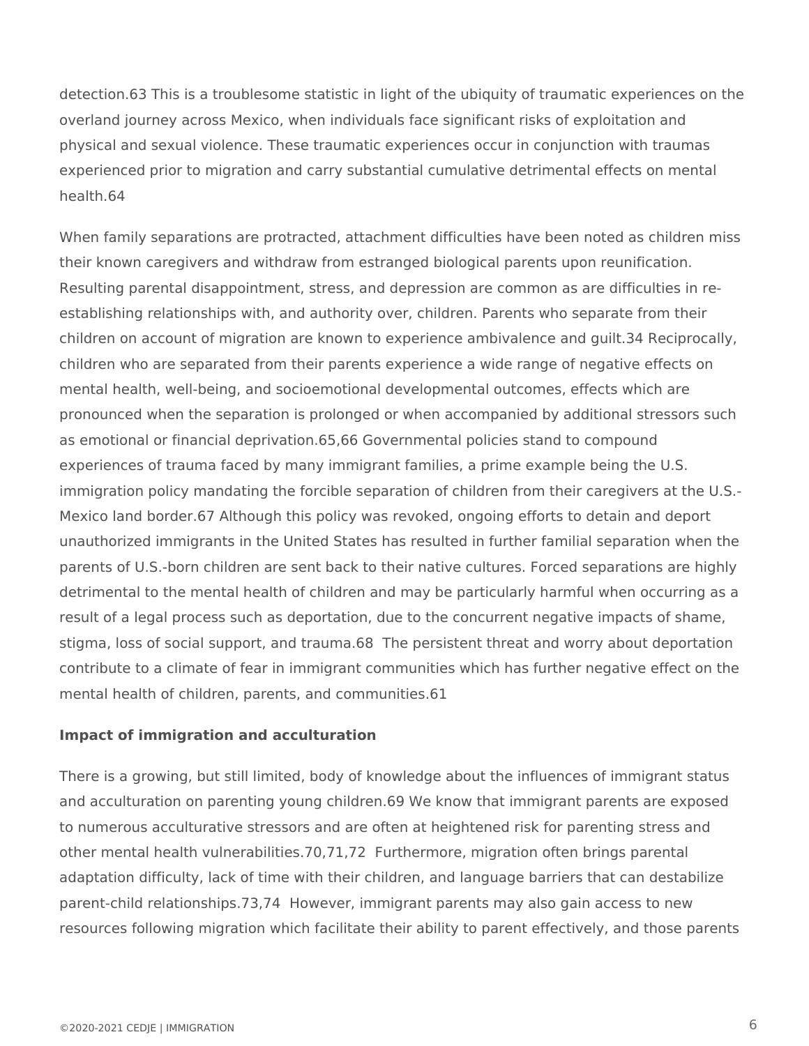detection.[63] This is a troublesome statistic in light of the ubiquity of traumatic experiences on the overland journey across Mexico, when individuals face significant risks of exploitation and physical and sexual violence. These traumatic experiences occur in conjunction with traumas experienced prior to migration and carry substantial cumulative detrimental effects on mental health.[64]

When family separations are protracted, attachment difficulties have been noted as children miss their known caregivers and withdraw from estranged biological parents upon reunification. Resulting parental disappointment, stress, and depression are common as are difficulties in re-establishing relationships with, and authority over, children. Parents who separate from their children on account of migration are known to experience ambivalence and guilt.[34] Reciprocally, children who are separated from their parents experience a wide range of negative effects on mental health, well-being, and socioemotional developmental outcomes, effects which are pronounced when the separation is prolonged or when accompanied by additional stressors such as emotional or financial deprivation.[65,66] Governmental policies stand to compound experiences of trauma faced by many immigrant families, a prime example being the U.S. immigration policy mandating the forcible separation of children from their caregivers at the U.S.-Mexico land border.[67] Although this policy was revoked, ongoing efforts to detain and deport unauthorized immigrants in the United States has resulted in further familial separation when the parents of U.S.-born children are sent back to their native cultures. Forced separations are highly detrimental to the mental health of children and may be particularly harmful when occurring as a result of a legal process such as deportation, due to the concurrent negative impacts of shame, stigma, loss of social support, and trauma.[68] The persistent threat and worry about deportation contribute to a climate of fear in immigrant communities which has further negative effect on the mental health of children, parents, and communities.[61]

**Impact of immigration and acculturation**

There is a growing, but still limited, body of knowledge about the influences of immigrant status and acculturation on parenting young children.[69] We know that immigrant parents are exposed to numerous acculturative stressors and are often at heightened risk for parenting stress and other mental health vulnerabilities.[70,71,72] Furthermore, migration often brings parental adaptation difficulty, lack of time with their children, and language barriers that can destabilize parent-child relationships.[73,74] However, immigrant parents may also gain access to new resources following migration which facilitate their ability to parent effectively, and those parents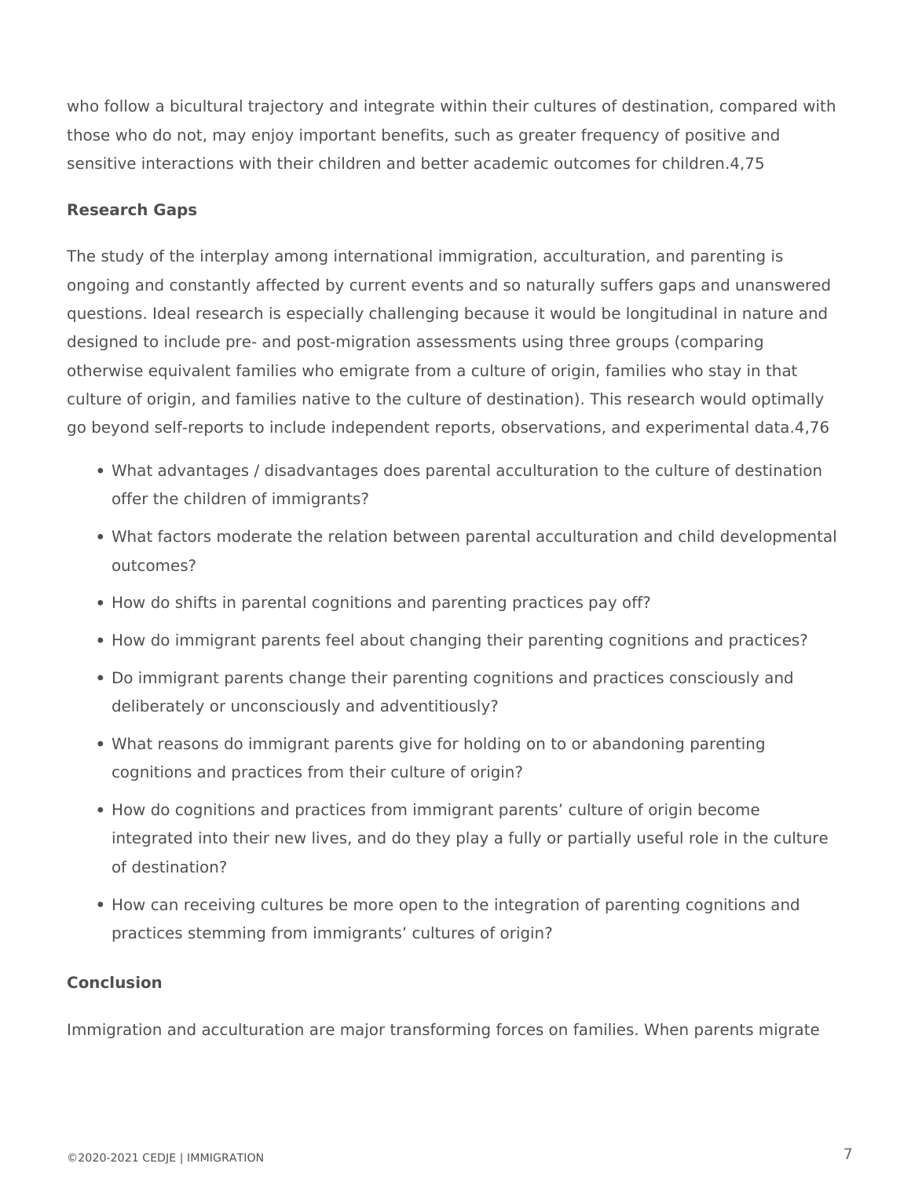who follow a bicultural trajectory and integrate within their cultures of destination, compared with those who do not, may enjoy important benefits, such as greater frequency of positive and sensitive interactions with their children and better academic outcomes for children.[4,75]

**Research Gaps**

The study of the interplay among international immigration, acculturation, and parenting is ongoing and constantly affected by current events and so naturally suffers gaps and unanswered questions. Ideal research is especially challenging because it would be longitudinal in nature and designed to include pre- and post-migration assessments using three groups (comparing otherwise equivalent families who emigrate from a culture of origin, families who stay in that culture of origin, and families native to the culture of destination). This research would optimally go beyond self-reports to include independent reports, observations, and experimental data.[4,76]

- What advantages / disadvantages does parental acculturation to the culture of destination offer the children of immigrants?
- What factors moderate the relation between parental acculturation and child developmental outcomes?
- How do shifts in parental cognitions and parenting practices pay off?
- How do immigrant parents feel about changing their parenting cognitions and practices?
- Do immigrant parents change their parenting cognitions and practices consciously and deliberately or unconsciously and adventitiously?
- What reasons do immigrant parents give for holding on to or abandoning parenting cognitions and practices from their culture of origin?
- How do cognitions and practices from immigrant parents' culture of origin become integrated into their new lives, and do they play a fully or partially useful role in the culture of destination?
- How can receiving cultures be more open to the integration of parenting cognitions and practices stemming from immigrants' cultures of origin?

**Conclusion**

Immigration and acculturation are major transforming forces on families. When parents migrate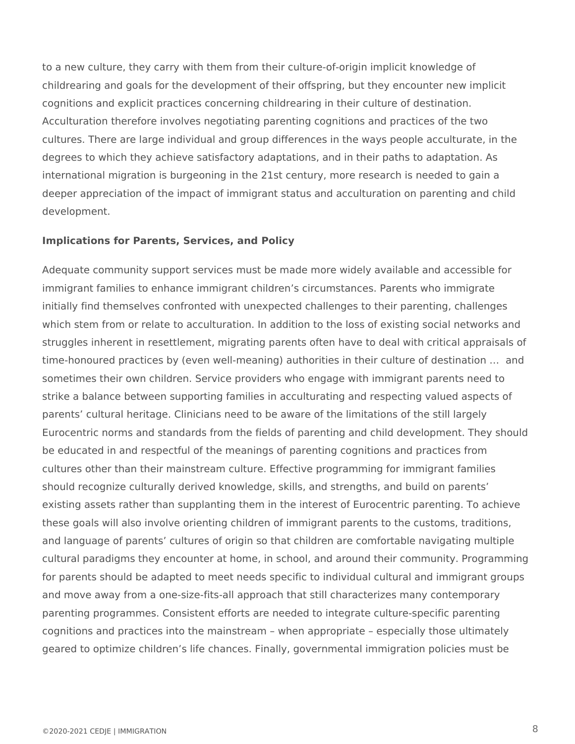to a new culture, they carry with them from their culture-of-origin implicit knowledge of childrearing and goals for the development of their offspring, but they encounter new implicit cognitions and explicit practices concerning childrearing in their culture of destination. Acculturation therefore involves negotiating parenting cognitions and practices of the two cultures. There are large individual and group differences in the ways people acculturate, in the degrees to which they achieve satisfactory adaptations, and in their paths to adaptation. As international migration is burgeoning in the 21st century, more research is needed to gain a deeper appreciation of the impact of immigrant status and acculturation on parenting and child development.

**Implications for Parents, Services, and Policy**

Adequate community support services must be made more widely available and accessible for immigrant families to enhance immigrant children's circumstances. Parents who immigrate initially find themselves confronted with unexpected challenges to their parenting, challenges which stem from or relate to acculturation. In addition to the loss of existing social networks and struggles inherent in resettlement, migrating parents often have to deal with critical appraisals of time-honoured practices by (even well-meaning) authorities in their culture of destination …  and sometimes their own children. Service providers who engage with immigrant parents need to strike a balance between supporting families in acculturating and respecting valued aspects of parents' cultural heritage. Clinicians need to be aware of the limitations of the still largely Eurocentric norms and standards from the fields of parenting and child development. They should be educated in and respectful of the meanings of parenting cognitions and practices from cultures other than their mainstream culture. Effective programming for immigrant families should recognize culturally derived knowledge, skills, and strengths, and build on parents' existing assets rather than supplanting them in the interest of Eurocentric parenting. To achieve these goals will also involve orienting children of immigrant parents to the customs, traditions, and language of parents' cultures of origin so that children are comfortable navigating multiple cultural paradigms they encounter at home, in school, and around their community. Programming for parents should be adapted to meet needs specific to individual cultural and immigrant groups and move away from a one-size-fits-all approach that still characterizes many contemporary parenting programmes. Consistent efforts are needed to integrate culture-specific parenting cognitions and practices into the mainstream – when appropriate – especially those ultimately geared to optimize children's life chances. Finally, governmental immigration policies must be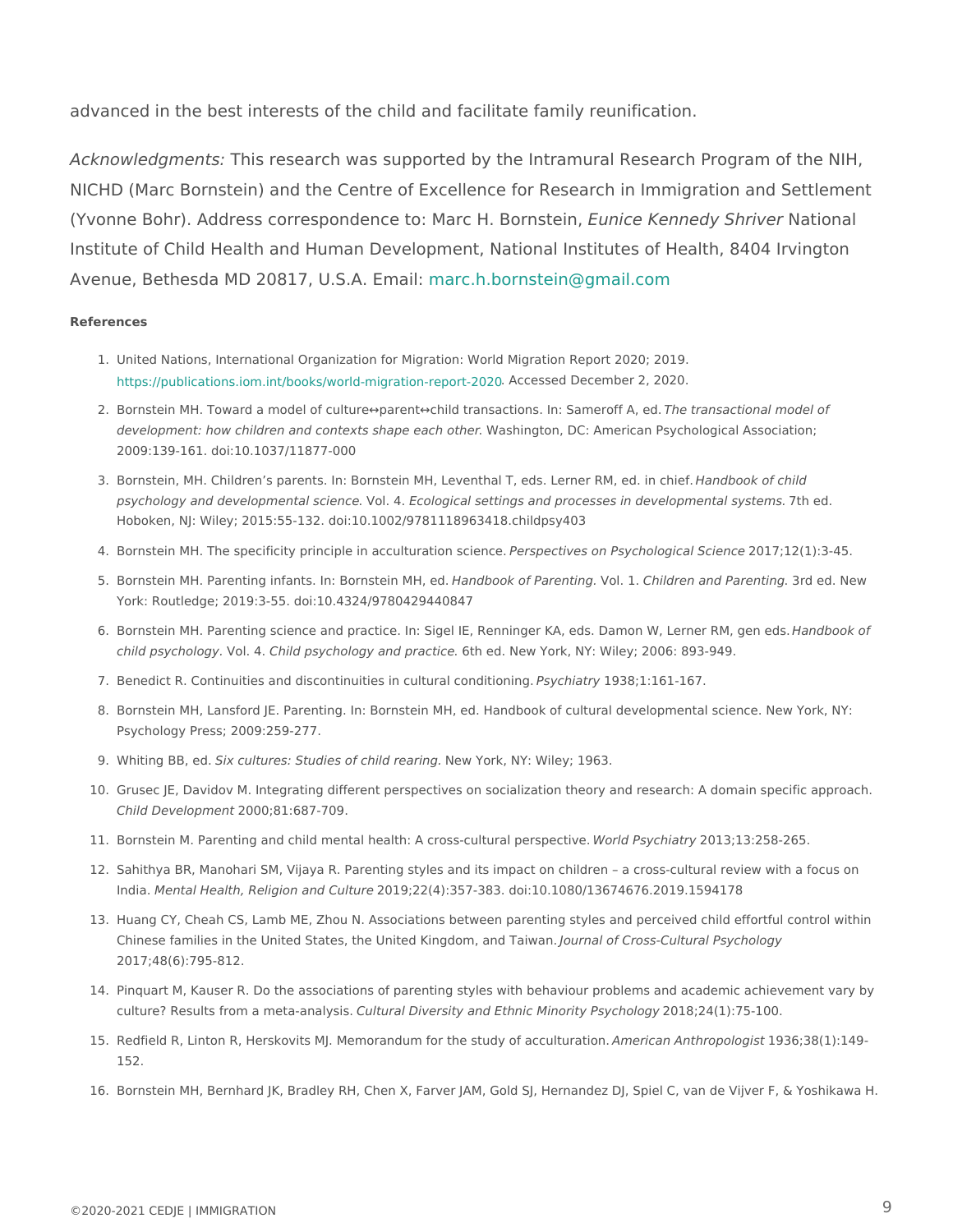advanced in the best interests of the child and facilitate family reunification.

*Acknowledgments:* This research was supported by the Intramural Research Program of the NIH, NICHD (Marc Bornstein) and the Centre of Excellence for Research in Immigration and Settlement (Yvonne Bohr). Address correspondence to: Marc H. Bornstein, *Eunice Kennedy Shriver* National Institute of Child Health and Human Development, National Institutes of Health, 8404 Irvington Avenue, Bethesda MD 20817, U.S.A. Email: marc.h.bornstein@gmail.com

**References**

1. United Nations, International Organization for Migration: World Migration Report 2020; 2019. https://publications.iom.int/books/world-migration-report-2020. Accessed December 2, 2020.
2. Bornstein MH. Toward a model of culture↔parent↔child transactions. In: Sameroff A, ed. *The transactional model of development: how children and contexts shape each other.* Washington, DC: American Psychological Association; 2009:139-161. doi:10.1037/11877-000
3. Bornstein, MH. Children's parents. In: Bornstein MH, Leventhal T, eds. Lerner RM, ed. in chief. *Handbook of child psychology and developmental science*. Vol. 4. *Ecological settings and processes in developmental systems.* 7th ed. Hoboken, NJ: Wiley; 2015:55-132. doi:10.1002/9781118963418.childpsy403
4. Bornstein MH. The specificity principle in acculturation science. *Perspectives on Psychological Science* 2017;12(1):3-45.
5. Bornstein MH. Parenting infants. In: Bornstein MH, ed. *Handbook of Parenting*. Vol. 1. *Children and Parenting.* 3rd ed. New York: Routledge; 2019:3-55. doi:10.4324/9780429440847
6. Bornstein MH. Parenting science and practice. In: Sigel IE, Renninger KA, eds. Damon W, Lerner RM, gen eds. *Handbook of child psychology*. Vol. 4. *Child psychology and practice.* 6th ed. New York, NY: Wiley; 2006: 893-949.
7. Benedict R. Continuities and discontinuities in cultural conditioning. *Psychiatry* 1938;1:161-167.
8. Bornstein MH, Lansford JE. Parenting. In: Bornstein MH, ed. Handbook of cultural developmental science. New York, NY: Psychology Press; 2009:259-277.
9. Whiting BB, ed. *Six cultures: Studies of child rearing.* New York, NY: Wiley; 1963.
10. Grusec JE, Davidov M. Integrating different perspectives on socialization theory and research: A domain specific approach. *Child Development* 2000;81:687-709.
11. Bornstein M. Parenting and child mental health: A cross-cultural perspective. *World Psychiatry* 2013;13:258-265.
12. Sahithya BR, Manohari SM, Vijaya R. Parenting styles and its impact on children – a cross-cultural review with a focus on India. *Mental Health, Religion and Culture* 2019;22(4):357-383. doi:10.1080/13674676.2019.1594178
13. Huang CY, Cheah CS, Lamb ME, Zhou N. Associations between parenting styles and perceived child effortful control within Chinese families in the United States, the United Kingdom, and Taiwan. *Journal of Cross-Cultural Psychology* 2017;48(6):795-812.
14. Pinquart M, Kauser R. Do the associations of parenting styles with behaviour problems and academic achievement vary by culture? Results from a meta-analysis. *Cultural Diversity and Ethnic Minority Psychology* 2018;24(1):75-100.
15. Redfield R, Linton R, Herskovits MJ. Memorandum for the study of acculturation. *American Anthropologist* 1936;38(1):149-152.
16. Bornstein MH, Bernhard JK, Bradley RH, Chen X, Farver JAM, Gold SJ, Hernandez DJ, Spiel C, van de Vijver F, & Yoshikawa H.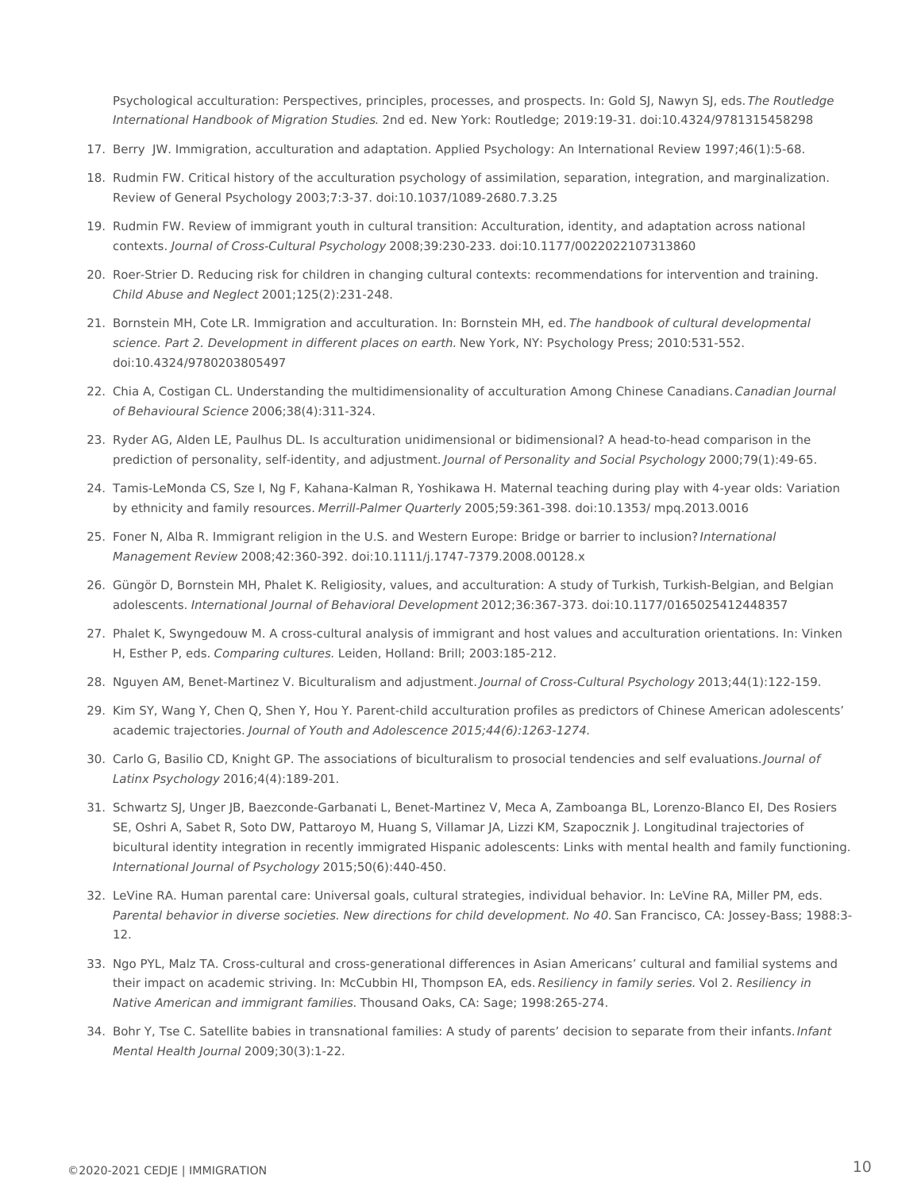Psychological acculturation: Perspectives, principles, processes, and prospects. In: Gold SJ, Nawyn SJ, eds. *The Routledge International Handbook of Migration Studies*. 2nd ed. New York: Routledge; 2019:19-31. doi:10.4324/9781315458298

17. Berry JW. Immigration, acculturation and adaptation. Applied Psychology: An International Review 1997;46(1):5-68.
18. Rudmin FW. Critical history of the acculturation psychology of assimilation, separation, integration, and marginalization. Review of General Psychology 2003;7:3-37. doi:10.1037/1089-2680.7.3.25
19. Rudmin FW. Review of immigrant youth in cultural transition: Acculturation, identity, and adaptation across national contexts. *Journal of Cross-Cultural Psychology* 2008;39:230-233. doi:10.1177/0022022107313860
20. Roer-Strier D. Reducing risk for children in changing cultural contexts: recommendations for intervention and training. *Child Abuse and Neglect* 2001;125(2):231-248.
21. Bornstein MH, Cote LR. Immigration and acculturation. In: Bornstein MH, ed. *The handbook of cultural developmental science. Part 2. Development in different places on earth*. New York, NY: Psychology Press; 2010:531-552. doi:10.4324/9780203805497
22. Chia A, Costigan CL. Understanding the multidimensionality of acculturation Among Chinese Canadians. *Canadian Journal of Behavioural Science* 2006;38(4):311-324.
23. Ryder AG, Alden LE, Paulhus DL. Is acculturation unidimensional or bidimensional? A head-to-head comparison in the prediction of personality, self-identity, and adjustment. *Journal of Personality and Social Psychology* 2000;79(1):49-65.
24. Tamis-LeMonda CS, Sze I, Ng F, Kahana-Kalman R, Yoshikawa H. Maternal teaching during play with 4-year olds: Variation by ethnicity and family resources. *Merrill-Palmer Quarterly* 2005;59:361-398. doi:10.1353/ mpq.2013.0016
25. Foner N, Alba R. Immigrant religion in the U.S. and Western Europe: Bridge or barrier to inclusion? *International Management Review* 2008;42:360-392. doi:10.1111/j.1747-7379.2008.00128.x
26. Güngör D, Bornstein MH, Phalet K. Religiosity, values, and acculturation: A study of Turkish, Turkish-Belgian, and Belgian adolescents. *International Journal of Behavioral Development* 2012;36:367-373. doi:10.1177/0165025412448357
27. Phalet K, Swyngedouw M. A cross-cultural analysis of immigrant and host values and acculturation orientations. In: Vinken H, Esther P, eds. *Comparing cultures.* Leiden, Holland: Brill; 2003:185-212.
28. Nguyen AM, Benet-Martinez V. Biculturalism and adjustment. *Journal of Cross-Cultural Psychology* 2013;44(1):122-159.
29. Kim SY, Wang Y, Chen Q, Shen Y, Hou Y. Parent-child acculturation profiles as predictors of Chinese American adolescents' academic trajectories. *Journal of Youth and Adolescence 2015;44(6):1263-1274.*
30. Carlo G, Basilio CD, Knight GP. The associations of biculturalism to prosocial tendencies and self evaluations. *Journal of Latinx Psychology* 2016;4(4):189-201.
31. Schwartz SJ, Unger JB, Baezconde-Garbanati L, Benet-Martinez V, Meca A, Zamboanga BL, Lorenzo-Blanco EI, Des Rosiers SE, Oshri A, Sabet R, Soto DW, Pattaroyo M, Huang S, Villamar JA, Lizzi KM, Szapocznik J. Longitudinal trajectories of bicultural identity integration in recently immigrated Hispanic adolescents: Links with mental health and family functioning. *International Journal of Psychology* 2015;50(6):440-450.
32. LeVine RA. Human parental care: Universal goals, cultural strategies, individual behavior. In: LeVine RA, Miller PM, eds. *Parental behavior in diverse societies. New directions for child development. No 40.* San Francisco, CA: Jossey-Bass; 1988:3-12.
33. Ngo PYL, Malz TA. Cross-cultural and cross-generational differences in Asian Americans' cultural and familial systems and their impact on academic striving. In: McCubbin HI, Thompson EA, eds. *Resiliency in family series.* Vol 2. *Resiliency in Native American and immigrant families.* Thousand Oaks, CA: Sage; 1998:265-274.
34. Bohr Y, Tse C. Satellite babies in transnational families: A study of parents' decision to separate from their infants. *Infant Mental Health Journal* 2009;30(3):1-22.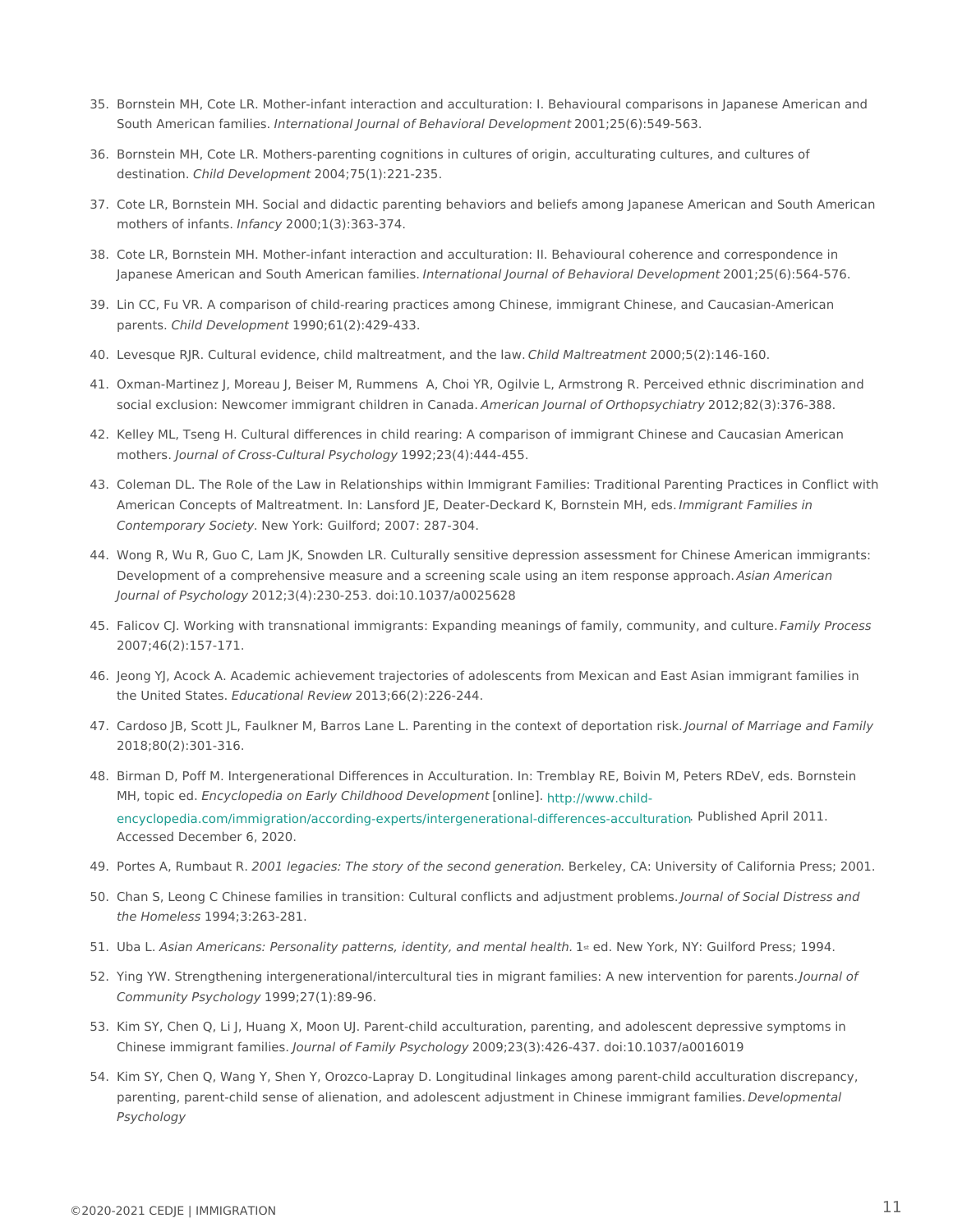35. Bornstein MH, Cote LR. Mother-infant interaction and acculturation: I. Behavioural comparisons in Japanese American and South American families. *International Journal of Behavioral Development* 2001;25(6):549-563.

36. Bornstein MH, Cote LR. Mothers-parenting cognitions in cultures of origin, acculturating cultures, and cultures of destination. *Child Development* 2004;75(1):221-235.

37. Cote LR, Bornstein MH. Social and didactic parenting behaviors and beliefs among Japanese American and South American mothers of infants. *Infancy* 2000;1(3):363-374.

38. Cote LR, Bornstein MH. Mother-infant interaction and acculturation: II. Behavioural coherence and correspondence in Japanese American and South American families. *International Journal of Behavioral Development* 2001;25(6):564-576.

39. Lin CC, Fu VR. A comparison of child-rearing practices among Chinese, immigrant Chinese, and Caucasian-American parents. *Child Development* 1990;61(2):429-433.

40. Levesque RJR. Cultural evidence, child maltreatment, and the law. *Child Maltreatment* 2000;5(2):146-160.

41. Oxman-Martinez J, Moreau J, Beiser M, Rummens A, Choi YR, Ogilvie L, Armstrong R. Perceived ethnic discrimination and social exclusion: Newcomer immigrant children in Canada. *American Journal of Orthopsychiatry* 2012;82(3):376-388.

42. Kelley ML, Tseng H. Cultural differences in child rearing: A comparison of immigrant Chinese and Caucasian American mothers. *Journal of Cross-Cultural Psychology* 1992;23(4):444-455.

43. Coleman DL. The Role of the Law in Relationships within Immigrant Families: Traditional Parenting Practices in Conflict with American Concepts of Maltreatment. In: Lansford JE, Deater-Deckard K, Bornstein MH, eds. *Immigrant Families in Contemporary Society*. New York: Guilford; 2007: 287-304.

44. Wong R, Wu R, Guo C, Lam JK, Snowden LR. Culturally sensitive depression assessment for Chinese American immigrants: Development of a comprehensive measure and a screening scale using an item response approach. *Asian American Journal of Psychology* 2012;3(4):230-253. doi:10.1037/a0025628

45. Falicov CJ. Working with transnational immigrants: Expanding meanings of family, community, and culture. *Family Process* 2007;46(2):157-171.

46. Jeong YJ, Acock A. Academic achievement trajectories of adolescents from Mexican and East Asian immigrant families in the United States. *Educational Review* 2013;66(2):226-244.

47. Cardoso JB, Scott JL, Faulkner M, Barros Lane L. Parenting in the context of deportation risk. *Journal of Marriage and Family* 2018;80(2):301-316.

48. Birman D, Poff M. Intergenerational Differences in Acculturation. In: Tremblay RE, Boivin M, Peters RDeV, eds. Bornstein MH, topic ed. *Encyclopedia on Early Childhood Development* [online]. http://www.child-encyclopedia.com/immigration/according-experts/intergenerational-differences-acculturation. Published April 2011. Accessed December 6, 2020.

49. Portes A, Rumbaut R. *2001 legacies: The story of the second generation*. Berkeley, CA: University of California Press; 2001.

50. Chan S, Leong C Chinese families in transition: Cultural conflicts and adjustment problems. *Journal of Social Distress and the Homeless* 1994;3:263-281.

51. Uba L. *Asian Americans: Personality patterns, identity, and mental health.* 1st ed. New York, NY: Guilford Press; 1994.

52. Ying YW. Strengthening intergenerational/intercultural ties in migrant families: A new intervention for parents. *Journal of Community Psychology* 1999;27(1):89-96.

53. Kim SY, Chen Q, Li J, Huang X, Moon UJ. Parent-child acculturation, parenting, and adolescent depressive symptoms in Chinese immigrant families. *Journal of Family Psychology* 2009;23(3):426-437. doi:10.1037/a0016019

54. Kim SY, Chen Q, Wang Y, Shen Y, Orozco-Lapray D. Longitudinal linkages among parent-child acculturation discrepancy, parenting, parent-child sense of alienation, and adolescent adjustment in Chinese immigrant families. *Developmental Psychology*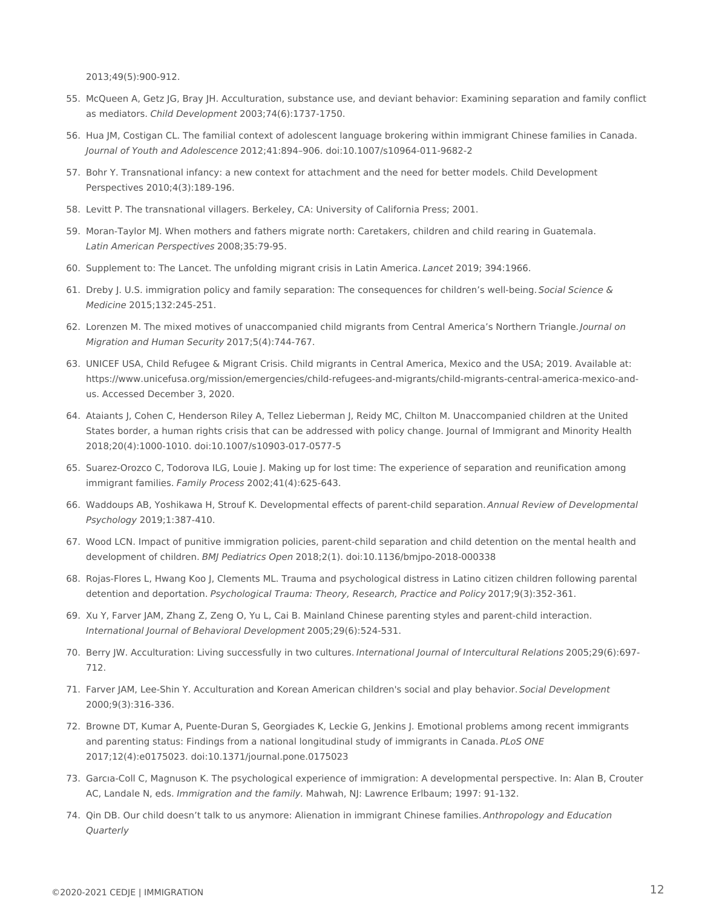2013;49(5):900-912.

55. McQueen A, Getz JG, Bray JH. Acculturation, substance use, and deviant behavior: Examining separation and family conflict as mediators. *Child Development* 2003;74(6):1737-1750.
56. Hua JM, Costigan CL. The familial context of adolescent language brokering within immigrant Chinese families in Canada. *Journal of Youth and Adolescence* 2012;41:894–906. doi:10.1007/s10964-011-9682-2
57. Bohr Y. Transnational infancy: a new context for attachment and the need for better models. Child Development Perspectives 2010;4(3):189-196.
58. Levitt P. The transnational villagers. Berkeley, CA: University of California Press; 2001.
59. Moran-Taylor MJ. When mothers and fathers migrate north: Caretakers, children and child rearing in Guatemala. *Latin American Perspectives* 2008;35:79-95.
60. Supplement to: The Lancet. The unfolding migrant crisis in Latin America. *Lancet* 2019; 394:1966.
61. Dreby J. U.S. immigration policy and family separation: The consequences for children's well-being. *Social Science & Medicine* 2015;132:245-251.
62. Lorenzen M. The mixed motives of unaccompanied child migrants from Central America's Northern Triangle. *Journal on Migration and Human Security* 2017;5(4):744-767.
63. UNICEF USA, Child Refugee & Migrant Crisis. Child migrants in Central America, Mexico and the USA; 2019. Available at: https://www.unicefusa.org/mission/emergencies/child-refugees-and-migrants/child-migrants-central-america-mexico-and-us. Accessed December 3, 2020.
64. Ataiants J, Cohen C, Henderson Riley A, Tellez Lieberman J, Reidy MC, Chilton M. Unaccompanied children at the United States border, a human rights crisis that can be addressed with policy change. Journal of Immigrant and Minority Health 2018;20(4):1000-1010. doi:10.1007/s10903-017-0577-5
65. Suarez-Orozco C, Todorova ILG, Louie J. Making up for lost time: The experience of separation and reunification among immigrant families. *Family Process* 2002;41(4):625-643.
66. Waddoups AB, Yoshikawa H, Strouf K. Developmental effects of parent-child separation. *Annual Review of Developmental Psychology* 2019;1:387-410.
67. Wood LCN. Impact of punitive immigration policies, parent-child separation and child detention on the mental health and development of children. *BMJ Pediatrics Open* 2018;2(1). doi:10.1136/bmjpo-2018-000338
68. Rojas-Flores L, Hwang Koo J, Clements ML. Trauma and psychological distress in Latino citizen children following parental detention and deportation. *Psychological Trauma: Theory, Research, Practice and Policy* 2017;9(3):352-361.
69. Xu Y, Farver JAM, Zhang Z, Zeng O, Yu L, Cai B. Mainland Chinese parenting styles and parent-child interaction. *International Journal of Behavioral Development* 2005;29(6):524-531.
70. Berry JW. Acculturation: Living successfully in two cultures. *International Journal of Intercultural Relations* 2005;29(6):697-712.
71. Farver JAM, Lee-Shin Y. Acculturation and Korean American children's social and play behavior. *Social Development* 2000;9(3):316-336.
72. Browne DT, Kumar A, Puente-Duran S, Georgiades K, Leckie G, Jenkins J. Emotional problems among recent immigrants and parenting status: Findings from a national longitudinal study of immigrants in Canada. *PLoS ONE* 2017;12(4):e0175023. doi:10.1371/journal.pone.0175023
73. Garcıa-Coll C, Magnuson K. The psychological experience of immigration: A developmental perspective. In: Alan B, Crouter AC, Landale N, eds. *Immigration and the family*. Mahwah, NJ: Lawrence Erlbaum; 1997: 91-132.
74. Qin DB. Our child doesn't talk to us anymore: Alienation in immigrant Chinese families. *Anthropology and Education Quarterly*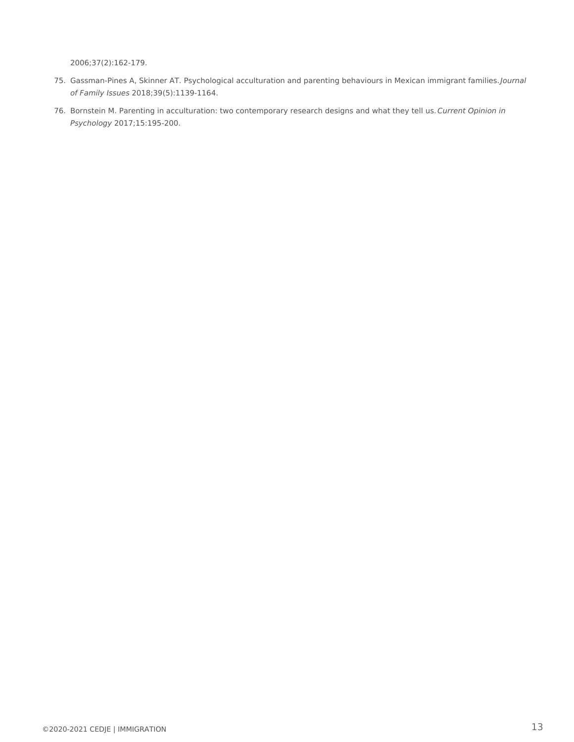2006;37(2):162-179.

75. Gassman-Pines A, Skinner AT. Psychological acculturation and parenting behaviours in Mexican immigrant families. *Journal of Family Issues* 2018;39(5):1139-1164.
76. Bornstein M. Parenting in acculturation: two contemporary research designs and what they tell us. *Current Opinion in Psychology* 2017;15:195-200.